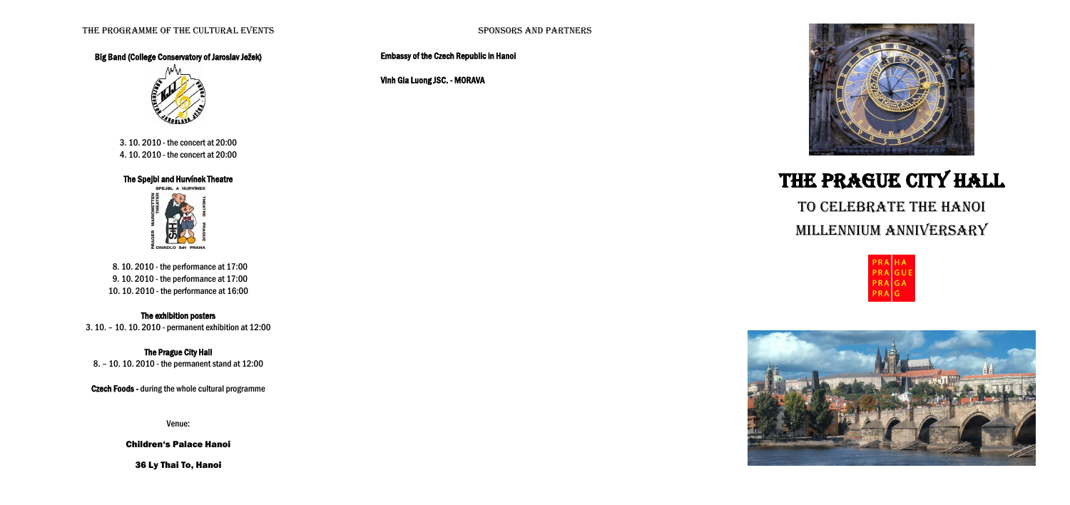## The Programme of the Cultural Events

### Big Band (College Conservatory of Jaroslav Ježek)

3. 10. 2010 - the concert at 20:00

4. 10. 2010 - the concert at 20:00

### The Spejbl and Hurvínek Theatre

8. 10. 2010 - the performance at 17:00

9. 10. 2010 - the performance at 17:00

10. 10. 2010 - the performance at 16:00

### The exhibition posters

3. 10. – 10. 10. 2010 - permanent exhibition at 12:00

### The Prague City Hall

8. – 10. 10. 2010 - the permanent stand at 12:00

**Czech Foods** - during the whole cultural programme

Venue:

**Children's Palace Hanoi**

**36 Ly Thai To, Hanoi**

## Sponsors and Partners

**Embassy of the Czech Republic in Hanoi**

**Vinh Gia Luong JSC. - MORAVA**

# The Prague City Hall

## To celebrate the Hanoi Millennium Anniversary

PRA HA
PRA GUE
PRA GA
PRA G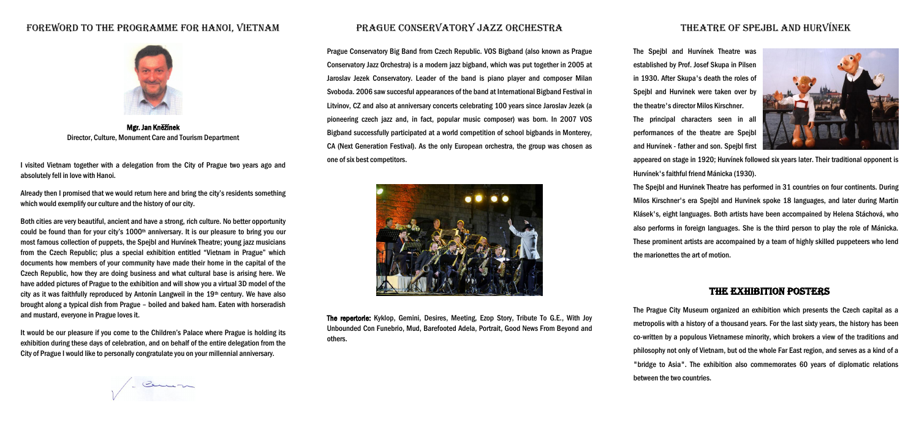# Foreword to the programme for Hanoi, Vietnam

**Mgr. Jan Kněžínek**
Director, Culture, Monument Care and Tourism Department

I visited Vietnam together with a delegation from the City of Prague two years ago and absolutely fell in love with Hanoi.

Already then I promised that we would return here and bring the city's residents something which would exemplify our culture and the history of our city.

Both cities are very beautiful, ancient and have a strong, rich culture. No better opportunity could be found than for your city's 1000th anniversary. It is our pleasure to bring you our most famous collection of puppets, the Spejbl and Hurvínek Theatre; young jazz musicians from the Czech Republic; plus a special exhibition entitled "Vietnam in Prague" which documents how members of your community have made their home in the capital of the Czech Republic, how they are doing business and what cultural base is arising here. We have added pictures of Prague to the exhibition and will show you a virtual 3D model of the city as it was faithfully reproduced by Antonín Langweil in the 19th century. We have also brought along a typical dish from Prague – boiled and baked ham. Eaten with horseradish and mustard, everyone in Prague loves it.

It would be our pleasure if you come to the Children's Palace where Prague is holding its exhibition during these days of celebration, and on behalf of the entire delegation from the City of Prague I would like to personally congratulate you on your millennial anniversary.

# Prague Conservatory Jazz Orchestra

Prague Conservatory Big Band from Czech Republic. VOS Bigband (also known as Prague Conservatory Jazz Orchestra) is a modern jazz bigband, which was put together in 2005 at Jaroslav Jezek Conservatory. Leader of the band is piano player and composer Milan Svoboda. 2006 saw succesful appearances of the band at International Bigband Festival in Litvinov, CZ and also at anniversary concerts celebrating 100 years since Jaroslav Jezek (a pioneering czech jazz and, in fact, popular music composer) was born. In 2007 VOS Bigband successfully participated at a world competition of school bigbands in Monterey, CA (Next Generation Festival). As the only European orchestra, the group was chosen as one of six best competitors.

**The repertorie:** Kyklop, Gemini, Desires, Meeting, Ezop Story, Tribute To G.E., With Joy Unbounded Con Funebrio, Mud, Barefooted Adela, Portrait, Good News From Beyond and others.

# Theatre of Spejbl and Hurvínek

The Spejbl and Hurvínek Theatre was established by Prof. Josef Skupa in Pilsen in 1930. After Skupa's death the roles of Spejbl and Hurvinek were taken over by the theatre's director Milos Kirschner.

The principal characters seen in all performances of the theatre are Spejbl and Hurvínek - father and son. Spejbl first appeared on stage in 1920; Hurvínek followed six years later. Their traditional opponent is Hurvínek's faithful friend Mánicka (1930).

The Spejbl and Hurvinek Theatre has performed in 31 countries on four continents. During Milos Kirschner's era Spejbl and Hurvinek spoke 18 languages, and later during Martin Klásek's, eight languages. Both artists have been accompained by Helena Stáchová, who also performs in foreign languages. She is the third person to play the role of Mánicka. These prominent artists are accompained by a team of highly skilled puppeteers who lend the marionettes the art of motion.

## The exhibition posters

The Prague City Museum organized an exhibition which presents the Czech capital as a metropolis with a history of a thousand years. For the last sixty years, the history has been co-written by a populous Vietnamese minority, which brokers a view of the traditions and philosophy not only of Vietnam, but od the whole Far East region, and serves as a kind of a "bridge to Asia". The exhibition also commemorates 60 years of diplomatic relations between the two countries.